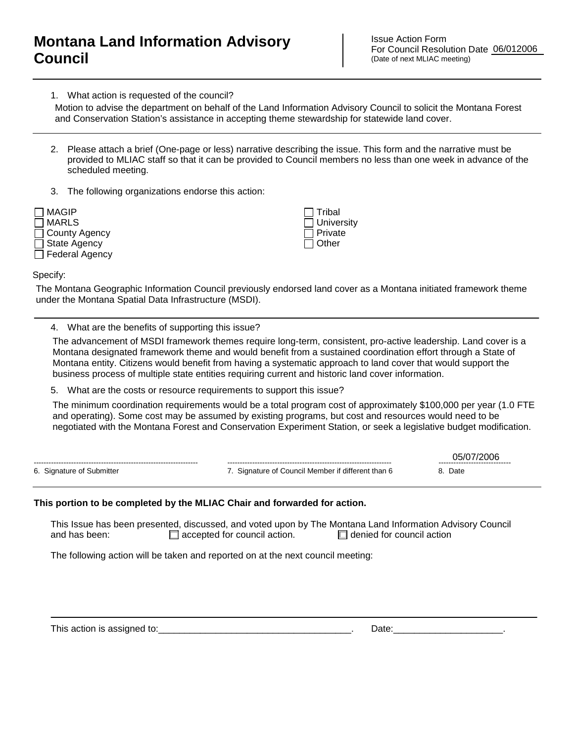# Montana Land Information Advisory Council

Issue Action Form
For Council Resolution Date 06/012006
(Date of next MLIAC meeting)

1. What action is requested of the council?

Motion to advise the department on behalf of the Land Information Advisory Council to solicit the Montana Forest and Conservation Station's assistance in accepting theme stewardship for statewide land cover.

2. Please attach a brief (One-page or less) narrative describing the issue. This form and the narrative must be provided to MLIAC staff so that it can be provided to Council members no less than one week in advance of the scheduled meeting.

3. The following organizations endorse this action:

- ☐ MAGIP
- ☐ MARLS
- ☐ County Agency
- ☐ State Agency
- ☐ Federal Agency
- ☐ Tribal
- ☐ University
- ☐ Private
- ☐ Other

Specify:

The Montana Geographic Information Council previously endorsed land cover as a Montana initiated framework theme under the Montana Spatial Data Infrastructure (MSDI).

4. What are the benefits of supporting this issue?

The advancement of MSDI framework themes require long-term, consistent, pro-active leadership. Land cover is a Montana designated framework theme and would benefit from a sustained coordination effort through a State of Montana entity. Citizens would benefit from having a systematic approach to land cover that would support the business process of multiple state entities requiring current and historic land cover information.

5. What are the costs or resource requirements to support this issue?

The minimum coordination requirements would be a total program cost of approximately $100,000 per year (1.0 FTE and operating). Some cost may be assumed by existing programs, but cost and resources would need to be negotiated with the Montana Forest and Conservation Experiment Station, or seek a legislative budget modification.

| 6. Signature of Submitter | 7. Signature of Council Member if different than 6 | 8. Date |
|---|---|---|
| | | 05/07/2006 |

**This portion to be completed by the MLIAC Chair and forwarded for action.**

This Issue has been presented, discussed, and voted upon by The Montana Land Information Advisory Council and has been: ☐ accepted for council action. ☐ denied for council action

The following action will be taken and reported on at the next council meeting:

This action is assigned to:\_\_\_\_\_\_\_\_\_\_\_\_\_\_\_\_\_\_\_\_\_\_\_\_\_\_\_\_\_\_\_\_\_\_\_\_\_\_. Date:\_\_\_\_\_\_\_\_\_\_\_\_\_\_\_\_\_\_\_\_\_.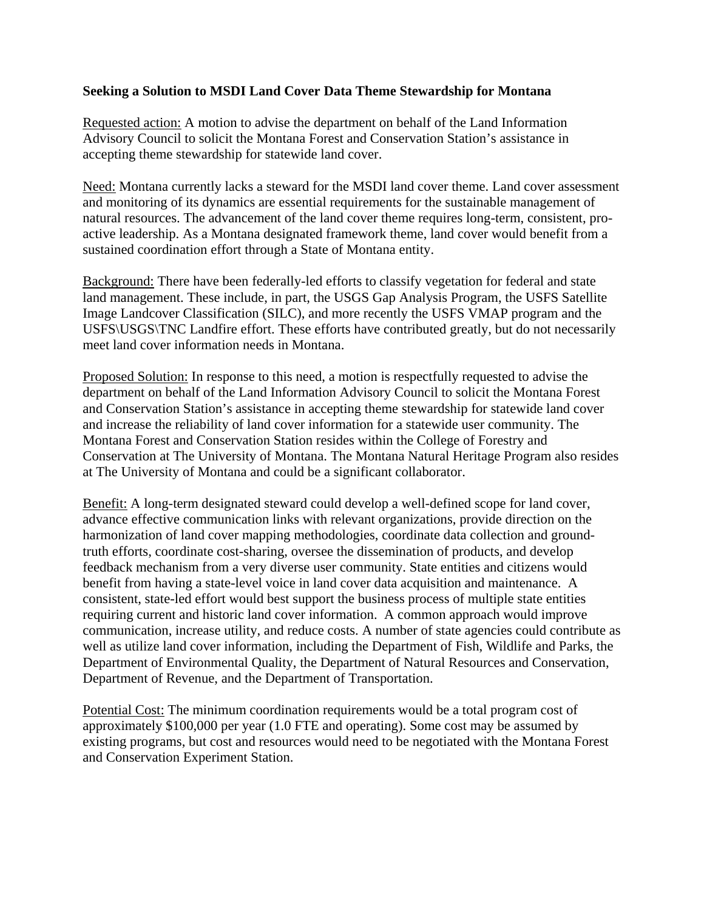**Seeking a Solution to MSDI Land Cover Data Theme Stewardship for Montana**

Requested action: A motion to advise the department on behalf of the Land Information Advisory Council to solicit the Montana Forest and Conservation Station's assistance in accepting theme stewardship for statewide land cover.

Need: Montana currently lacks a steward for the MSDI land cover theme. Land cover assessment and monitoring of its dynamics are essential requirements for the sustainable management of natural resources. The advancement of the land cover theme requires long-term, consistent, pro-active leadership. As a Montana designated framework theme, land cover would benefit from a sustained coordination effort through a State of Montana entity.

Background: There have been federally-led efforts to classify vegetation for federal and state land management. These include, in part, the USGS Gap Analysis Program, the USFS Satellite Image Landcover Classification (SILC), and more recently the USFS VMAP program and the USFS\USGS\TNC Landfire effort. These efforts have contributed greatly, but do not necessarily meet land cover information needs in Montana.

Proposed Solution: In response to this need, a motion is respectfully requested to advise the department on behalf of the Land Information Advisory Council to solicit the Montana Forest and Conservation Station's assistance in accepting theme stewardship for statewide land cover and increase the reliability of land cover information for a statewide user community. The Montana Forest and Conservation Station resides within the College of Forestry and Conservation at The University of Montana. The Montana Natural Heritage Program also resides at The University of Montana and could be a significant collaborator.

Benefit: A long-term designated steward could develop a well-defined scope for land cover, advance effective communication links with relevant organizations, provide direction on the harmonization of land cover mapping methodologies, coordinate data collection and ground-truth efforts, coordinate cost-sharing, oversee the dissemination of products, and develop feedback mechanism from a very diverse user community. State entities and citizens would benefit from having a state-level voice in land cover data acquisition and maintenance. A consistent, state-led effort would best support the business process of multiple state entities requiring current and historic land cover information. A common approach would improve communication, increase utility, and reduce costs. A number of state agencies could contribute as well as utilize land cover information, including the Department of Fish, Wildlife and Parks, the Department of Environmental Quality, the Department of Natural Resources and Conservation, Department of Revenue, and the Department of Transportation.

Potential Cost: The minimum coordination requirements would be a total program cost of approximately $100,000 per year (1.0 FTE and operating). Some cost may be assumed by existing programs, but cost and resources would need to be negotiated with the Montana Forest and Conservation Experiment Station.